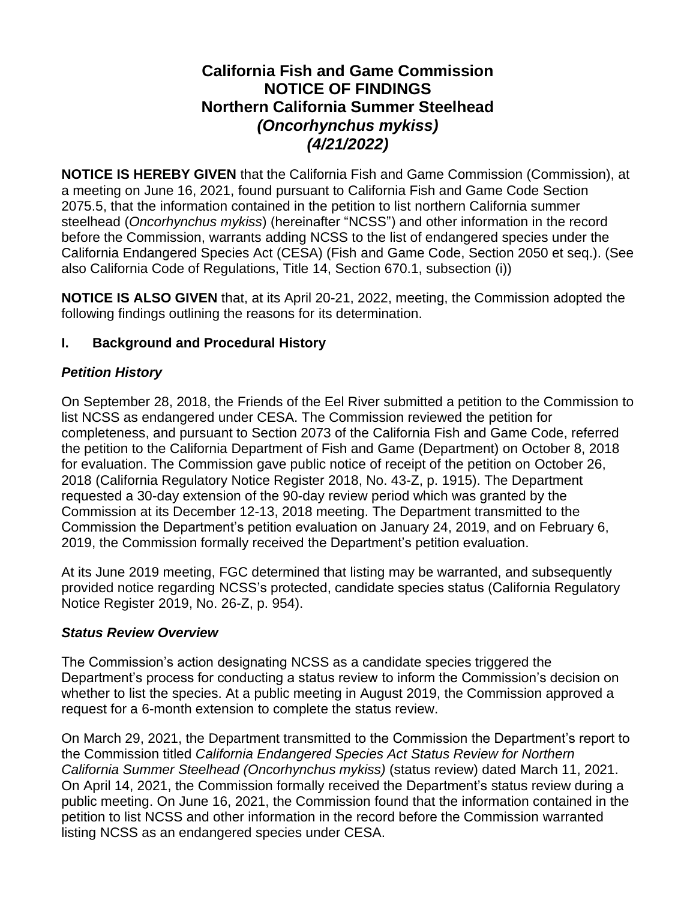# California Fish and Game Commission
# NOTICE OF FINDINGS
# Northern California Summer Steelhead
# *(Oncorhynchus mykiss)*
# *(4/21/2022)*

**NOTICE IS HEREBY GIVEN** that the California Fish and Game Commission (Commission), at a meeting on June 16, 2021, found pursuant to California Fish and Game Code Section 2075.5, that the information contained in the petition to list northern California summer steelhead (*Oncorhynchus mykiss*) (hereinafter "NCSS") and other information in the record before the Commission, warrants adding NCSS to the list of endangered species under the California Endangered Species Act (CESA) (Fish and Game Code, Section 2050 et seq.). (See also California Code of Regulations, Title 14, Section 670.1, subsection (i))

**NOTICE IS ALSO GIVEN** that, at its April 20-21, 2022, meeting, the Commission adopted the following findings outlining the reasons for its determination.

## I. Background and Procedural History

### *Petition History*

On September 28, 2018, the Friends of the Eel River submitted a petition to the Commission to list NCSS as endangered under CESA. The Commission reviewed the petition for completeness, and pursuant to Section 2073 of the California Fish and Game Code, referred the petition to the California Department of Fish and Game (Department) on October 8, 2018 for evaluation. The Commission gave public notice of receipt of the petition on October 26, 2018 (California Regulatory Notice Register 2018, No. 43-Z, p. 1915). The Department requested a 30-day extension of the 90-day review period which was granted by the Commission at its December 12-13, 2018 meeting. The Department transmitted to the Commission the Department's petition evaluation on January 24, 2019, and on February 6, 2019, the Commission formally received the Department's petition evaluation.

At its June 2019 meeting, FGC determined that listing may be warranted, and subsequently provided notice regarding NCSS's protected, candidate species status (California Regulatory Notice Register 2019, No. 26-Z, p. 954).

### *Status Review Overview*

The Commission's action designating NCSS as a candidate species triggered the Department's process for conducting a status review to inform the Commission's decision on whether to list the species. At a public meeting in August 2019, the Commission approved a request for a 6-month extension to complete the status review.

On March 29, 2021, the Department transmitted to the Commission the Department's report to the Commission titled *California Endangered Species Act Status Review for Northern California Summer Steelhead (Oncorhynchus mykiss)* (status review) dated March 11, 2021. On April 14, 2021, the Commission formally received the Department's status review during a public meeting. On June 16, 2021, the Commission found that the information contained in the petition to list NCSS and other information in the record before the Commission warranted listing NCSS as an endangered species under CESA.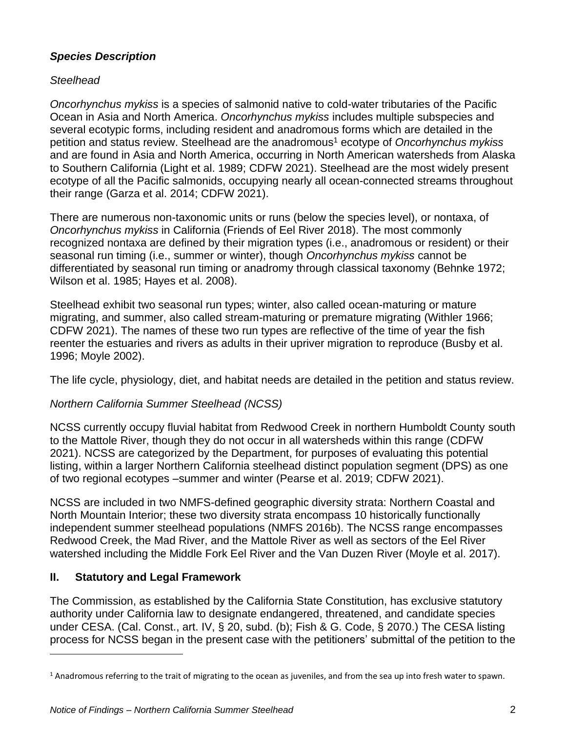### *Species Description*

*Steelhead*

*Oncorhynchus mykiss* is a species of salmonid native to cold-water tributaries of the Pacific Ocean in Asia and North America. *Oncorhynchus mykiss* includes multiple subspecies and several ecotypic forms, including resident and anadromous forms which are detailed in the petition and status review. Steelhead are the anadromous[1] ecotype of *Oncorhynchus mykiss* and are found in Asia and North America, occurring in North American watersheds from Alaska to Southern California (Light et al. 1989; CDFW 2021). Steelhead are the most widely present ecotype of all the Pacific salmonids, occupying nearly all ocean-connected streams throughout their range (Garza et al. 2014; CDFW 2021).

There are numerous non-taxonomic units or runs (below the species level), or nontaxa, of *Oncorhynchus mykiss* in California (Friends of Eel River 2018). The most commonly recognized nontaxa are defined by their migration types (i.e., anadromous or resident) or their seasonal run timing (i.e., summer or winter), though *Oncorhynchus mykiss* cannot be differentiated by seasonal run timing or anadromy through classical taxonomy (Behnke 1972; Wilson et al. 1985; Hayes et al. 2008).

Steelhead exhibit two seasonal run types; winter, also called ocean-maturing or mature migrating, and summer, also called stream-maturing or premature migrating (Withler 1966; CDFW 2021). The names of these two run types are reflective of the time of year the fish reenter the estuaries and rivers as adults in their upriver migration to reproduce (Busby et al. 1996; Moyle 2002).

The life cycle, physiology, diet, and habitat needs are detailed in the petition and status review.

*Northern California Summer Steelhead (NCSS)*

NCSS currently occupy fluvial habitat from Redwood Creek in northern Humboldt County south to the Mattole River, though they do not occur in all watersheds within this range (CDFW 2021). NCSS are categorized by the Department, for purposes of evaluating this potential listing, within a larger Northern California steelhead distinct population segment (DPS) as one of two regional ecotypes –summer and winter (Pearse et al. 2019; CDFW 2021).

NCSS are included in two NMFS-defined geographic diversity strata: Northern Coastal and North Mountain Interior; these two diversity strata encompass 10 historically functionally independent summer steelhead populations (NMFS 2016b). The NCSS range encompasses Redwood Creek, the Mad River, and the Mattole River as well as sectors of the Eel River watershed including the Middle Fork Eel River and the Van Duzen River (Moyle et al. 2017).

## II. Statutory and Legal Framework

The Commission, as established by the California State Constitution, has exclusive statutory authority under California law to designate endangered, threatened, and candidate species under CESA. (Cal. Const., art. IV, § 20, subd. (b); Fish & G. Code, § 2070.) The CESA listing process for NCSS began in the present case with the petitioners' submittal of the petition to the

---

[1] Anadromous referring to the trait of migrating to the ocean as juveniles, and from the sea up into fresh water to spawn.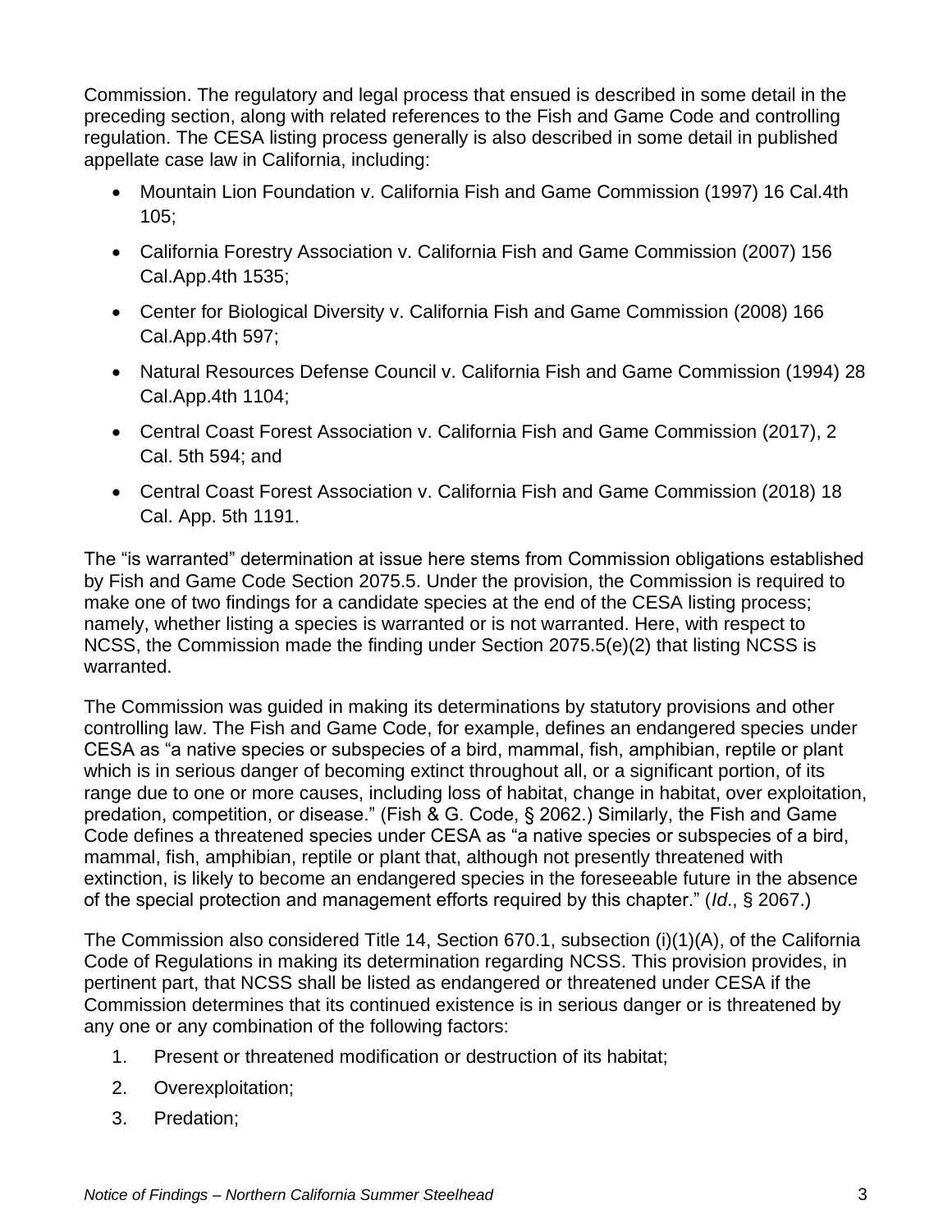Commission. The regulatory and legal process that ensued is described in some detail in the preceding section, along with related references to the Fish and Game Code and controlling regulation. The CESA listing process generally is also described in some detail in published appellate case law in California, including:

- Mountain Lion Foundation v. California Fish and Game Commission (1997) 16 Cal.4th 105;
- California Forestry Association v. California Fish and Game Commission (2007) 156 Cal.App.4th 1535;
- Center for Biological Diversity v. California Fish and Game Commission (2008) 166 Cal.App.4th 597;
- Natural Resources Defense Council v. California Fish and Game Commission (1994) 28 Cal.App.4th 1104;
- Central Coast Forest Association v. California Fish and Game Commission (2017), 2 Cal. 5th 594; and
- Central Coast Forest Association v. California Fish and Game Commission (2018) 18 Cal. App. 5th 1191.

The "is warranted" determination at issue here stems from Commission obligations established by Fish and Game Code Section 2075.5. Under the provision, the Commission is required to make one of two findings for a candidate species at the end of the CESA listing process; namely, whether listing a species is warranted or is not warranted. Here, with respect to NCSS, the Commission made the finding under Section 2075.5(e)(2) that listing NCSS is warranted.

The Commission was guided in making its determinations by statutory provisions and other controlling law. The Fish and Game Code, for example, defines an endangered species under CESA as "a native species or subspecies of a bird, mammal, fish, amphibian, reptile or plant which is in serious danger of becoming extinct throughout all, or a significant portion, of its range due to one or more causes, including loss of habitat, change in habitat, over exploitation, predation, competition, or disease." (Fish & G. Code, § 2062.) Similarly, the Fish and Game Code defines a threatened species under CESA as "a native species or subspecies of a bird, mammal, fish, amphibian, reptile or plant that, although not presently threatened with extinction, is likely to become an endangered species in the foreseeable future in the absence of the special protection and management efforts required by this chapter." (*Id*., § 2067.)

The Commission also considered Title 14, Section 670.1, subsection (i)(1)(A), of the California Code of Regulations in making its determination regarding NCSS. This provision provides, in pertinent part, that NCSS shall be listed as endangered or threatened under CESA if the Commission determines that its continued existence is in serious danger or is threatened by any one or any combination of the following factors:

1. Present or threatened modification or destruction of its habitat;
2. Overexploitation;
3. Predation;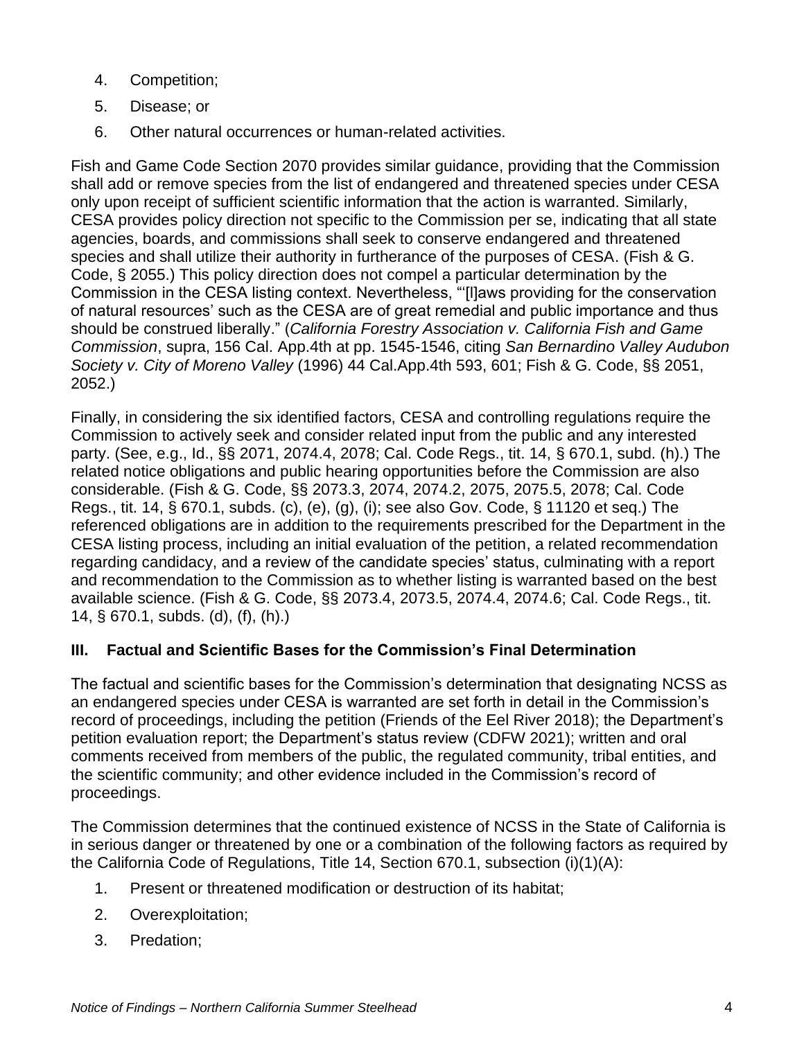4. Competition;
5. Disease; or
6. Other natural occurrences or human-related activities.

Fish and Game Code Section 2070 provides similar guidance, providing that the Commission shall add or remove species from the list of endangered and threatened species under CESA only upon receipt of sufficient scientific information that the action is warranted. Similarly, CESA provides policy direction not specific to the Commission per se, indicating that all state agencies, boards, and commissions shall seek to conserve endangered and threatened species and shall utilize their authority in furtherance of the purposes of CESA. (Fish & G. Code, § 2055.) This policy direction does not compel a particular determination by the Commission in the CESA listing context. Nevertheless, "'[l]aws providing for the conservation of natural resources' such as the CESA are of great remedial and public importance and thus should be construed liberally." (*California Forestry Association v. California Fish and Game Commission*, supra, 156 Cal. App.4th at pp. 1545-1546, citing *San Bernardino Valley Audubon Society v. City of Moreno Valley* (1996) 44 Cal.App.4th 593, 601; Fish & G. Code, §§ 2051, 2052.)

Finally, in considering the six identified factors, CESA and controlling regulations require the Commission to actively seek and consider related input from the public and any interested party. (See, e.g., Id., §§ 2071, 2074.4, 2078; Cal. Code Regs., tit. 14, § 670.1, subd. (h).) The related notice obligations and public hearing opportunities before the Commission are also considerable. (Fish & G. Code, §§ 2073.3, 2074, 2074.2, 2075, 2075.5, 2078; Cal. Code Regs., tit. 14, § 670.1, subds. (c), (e), (g), (i); see also Gov. Code, § 11120 et seq.) The referenced obligations are in addition to the requirements prescribed for the Department in the CESA listing process, including an initial evaluation of the petition, a related recommendation regarding candidacy, and a review of the candidate species' status, culminating with a report and recommendation to the Commission as to whether listing is warranted based on the best available science. (Fish & G. Code, §§ 2073.4, 2073.5, 2074.4, 2074.6; Cal. Code Regs., tit. 14, § 670.1, subds. (d), (f), (h).)

## III. Factual and Scientific Bases for the Commission's Final Determination

The factual and scientific bases for the Commission's determination that designating NCSS as an endangered species under CESA is warranted are set forth in detail in the Commission's record of proceedings, including the petition (Friends of the Eel River 2018); the Department's petition evaluation report; the Department's status review (CDFW 2021); written and oral comments received from members of the public, the regulated community, tribal entities, and the scientific community; and other evidence included in the Commission's record of proceedings.

The Commission determines that the continued existence of NCSS in the State of California is in serious danger or threatened by one or a combination of the following factors as required by the California Code of Regulations, Title 14, Section 670.1, subsection (i)(1)(A):

1. Present or threatened modification or destruction of its habitat;
2. Overexploitation;
3. Predation;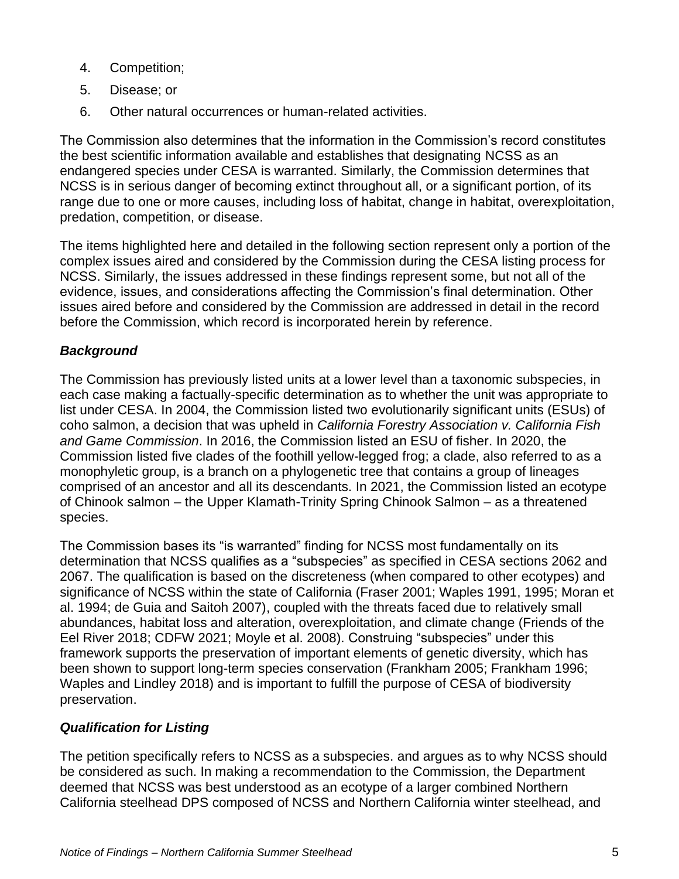4. Competition;
5. Disease; or
6. Other natural occurrences or human-related activities.

The Commission also determines that the information in the Commission's record constitutes the best scientific information available and establishes that designating NCSS as an endangered species under CESA is warranted. Similarly, the Commission determines that NCSS is in serious danger of becoming extinct throughout all, or a significant portion, of its range due to one or more causes, including loss of habitat, change in habitat, overexploitation, predation, competition, or disease.

The items highlighted here and detailed in the following section represent only a portion of the complex issues aired and considered by the Commission during the CESA listing process for NCSS. Similarly, the issues addressed in these findings represent some, but not all of the evidence, issues, and considerations affecting the Commission's final determination. Other issues aired before and considered by the Commission are addressed in detail in the record before the Commission, which record is incorporated herein by reference.

### *Background*

The Commission has previously listed units at a lower level than a taxonomic subspecies, in each case making a factually-specific determination as to whether the unit was appropriate to list under CESA. In 2004, the Commission listed two evolutionarily significant units (ESUs) of coho salmon, a decision that was upheld in *California Forestry Association v. California Fish and Game Commission*. In 2016, the Commission listed an ESU of fisher. In 2020, the Commission listed five clades of the foothill yellow-legged frog; a clade, also referred to as a monophyletic group, is a branch on a phylogenetic tree that contains a group of lineages comprised of an ancestor and all its descendants. In 2021, the Commission listed an ecotype of Chinook salmon – the Upper Klamath-Trinity Spring Chinook Salmon – as a threatened species.

The Commission bases its "is warranted" finding for NCSS most fundamentally on its determination that NCSS qualifies as a "subspecies" as specified in CESA sections 2062 and 2067. The qualification is based on the discreteness (when compared to other ecotypes) and significance of NCSS within the state of California (Fraser 2001; Waples 1991, 1995; Moran et al. 1994; de Guia and Saitoh 2007), coupled with the threats faced due to relatively small abundances, habitat loss and alteration, overexploitation, and climate change (Friends of the Eel River 2018; CDFW 2021; Moyle et al. 2008). Construing "subspecies" under this framework supports the preservation of important elements of genetic diversity, which has been shown to support long-term species conservation (Frankham 2005; Frankham 1996; Waples and Lindley 2018) and is important to fulfill the purpose of CESA of biodiversity preservation.

### *Qualification for Listing*

The petition specifically refers to NCSS as a subspecies. and argues as to why NCSS should be considered as such. In making a recommendation to the Commission, the Department deemed that NCSS was best understood as an ecotype of a larger combined Northern California steelhead DPS composed of NCSS and Northern California winter steelhead, and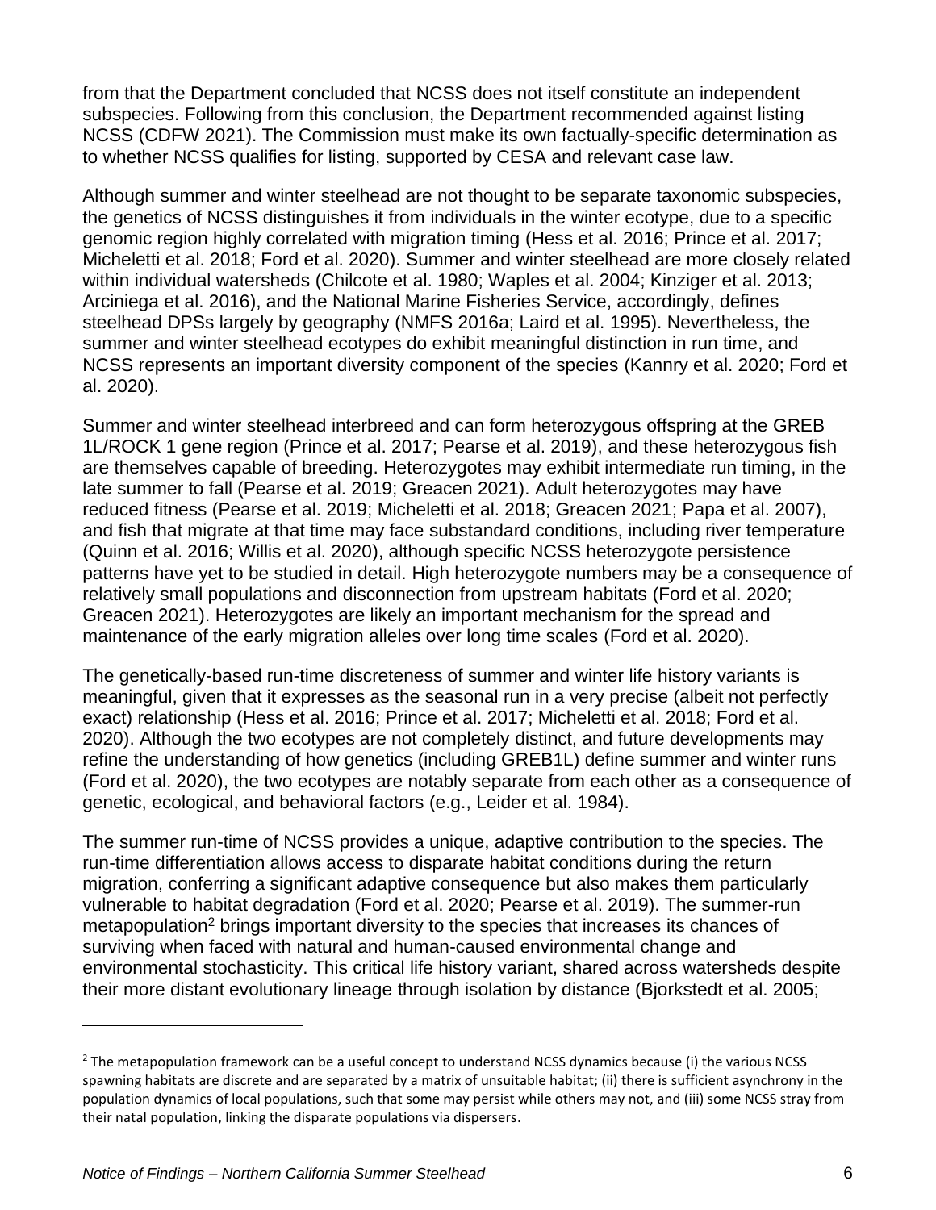from that the Department concluded that NCSS does not itself constitute an independent subspecies. Following from this conclusion, the Department recommended against listing NCSS (CDFW 2021). The Commission must make its own factually-specific determination as to whether NCSS qualifies for listing, supported by CESA and relevant case law.

Although summer and winter steelhead are not thought to be separate taxonomic subspecies, the genetics of NCSS distinguishes it from individuals in the winter ecotype, due to a specific genomic region highly correlated with migration timing (Hess et al. 2016; Prince et al. 2017; Micheletti et al. 2018; Ford et al. 2020). Summer and winter steelhead are more closely related within individual watersheds (Chilcote et al. 1980; Waples et al. 2004; Kinziger et al. 2013; Arciniega et al. 2016), and the National Marine Fisheries Service, accordingly, defines steelhead DPSs largely by geography (NMFS 2016a; Laird et al. 1995). Nevertheless, the summer and winter steelhead ecotypes do exhibit meaningful distinction in run time, and NCSS represents an important diversity component of the species (Kannry et al. 2020; Ford et al. 2020).

Summer and winter steelhead interbreed and can form heterozygous offspring at the GREB 1L/ROCK 1 gene region (Prince et al. 2017; Pearse et al. 2019), and these heterozygous fish are themselves capable of breeding. Heterozygotes may exhibit intermediate run timing, in the late summer to fall (Pearse et al. 2019; Greacen 2021). Adult heterozygotes may have reduced fitness (Pearse et al. 2019; Micheletti et al. 2018; Greacen 2021; Papa et al. 2007), and fish that migrate at that time may face substandard conditions, including river temperature (Quinn et al. 2016; Willis et al. 2020), although specific NCSS heterozygote persistence patterns have yet to be studied in detail. High heterozygote numbers may be a consequence of relatively small populations and disconnection from upstream habitats (Ford et al. 2020; Greacen 2021). Heterozygotes are likely an important mechanism for the spread and maintenance of the early migration alleles over long time scales (Ford et al. 2020).

The genetically-based run-time discreteness of summer and winter life history variants is meaningful, given that it expresses as the seasonal run in a very precise (albeit not perfectly exact) relationship (Hess et al. 2016; Prince et al. 2017; Micheletti et al. 2018; Ford et al. 2020). Although the two ecotypes are not completely distinct, and future developments may refine the understanding of how genetics (including GREB1L) define summer and winter runs (Ford et al. 2020), the two ecotypes are notably separate from each other as a consequence of genetic, ecological, and behavioral factors (e.g., Leider et al. 1984).

The summer run-time of NCSS provides a unique, adaptive contribution to the species. The run-time differentiation allows access to disparate habitat conditions during the return migration, conferring a significant adaptive consequence but also makes them particularly vulnerable to habitat degradation (Ford et al. 2020; Pearse et al. 2019). The summer-run metapopulation[2] brings important diversity to the species that increases its chances of surviving when faced with natural and human-caused environmental change and environmental stochasticity. This critical life history variant, shared across watersheds despite their more distant evolutionary lineage through isolation by distance (Bjorkstedt et al. 2005;

[2] The metapopulation framework can be a useful concept to understand NCSS dynamics because (i) the various NCSS spawning habitats are discrete and are separated by a matrix of unsuitable habitat; (ii) there is sufficient asynchrony in the population dynamics of local populations, such that some may persist while others may not, and (iii) some NCSS stray from their natal population, linking the disparate populations via dispersers.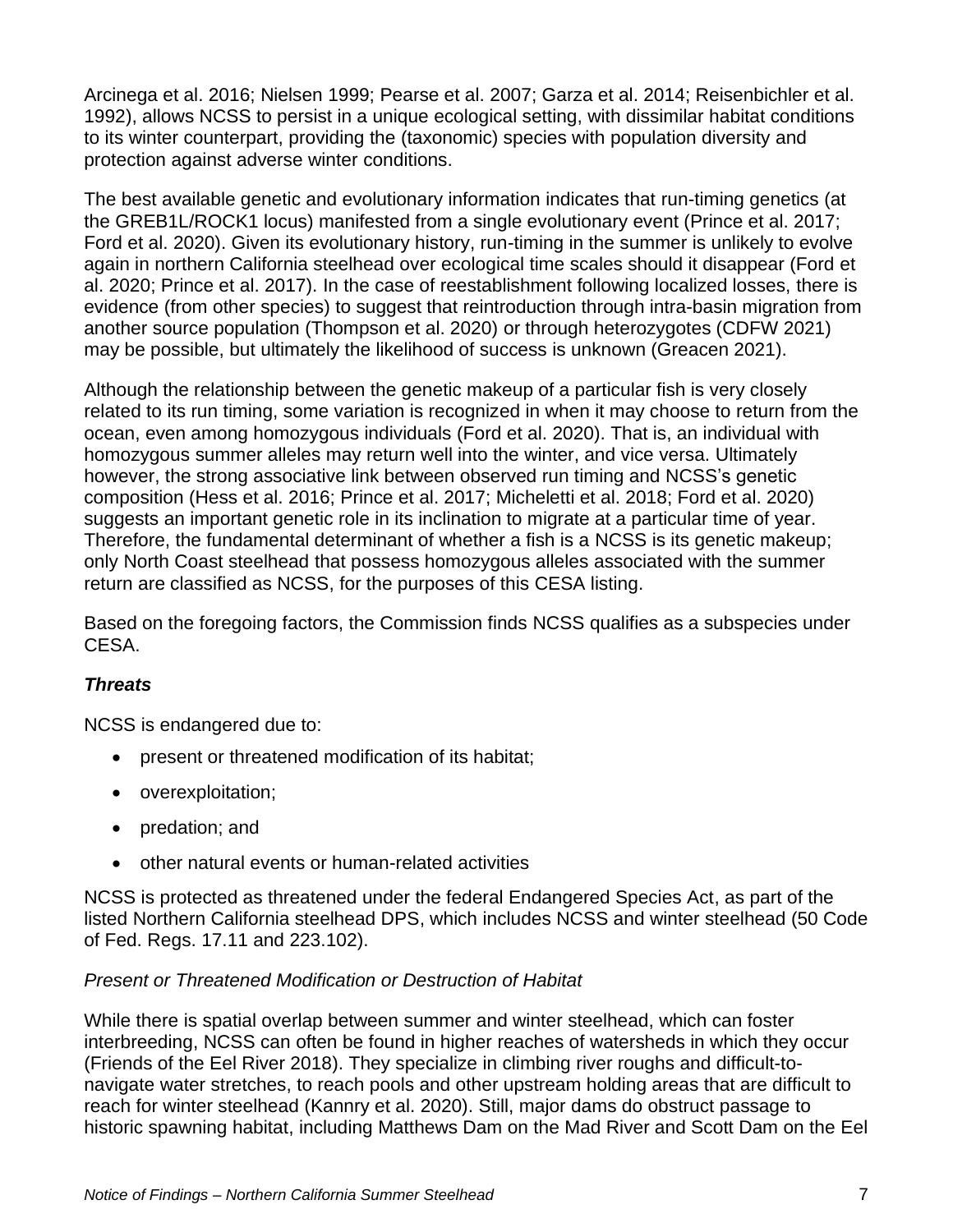Arcinega et al. 2016; Nielsen 1999; Pearse et al. 2007; Garza et al. 2014; Reisenbichler et al. 1992), allows NCSS to persist in a unique ecological setting, with dissimilar habitat conditions to its winter counterpart, providing the (taxonomic) species with population diversity and protection against adverse winter conditions.

The best available genetic and evolutionary information indicates that run-timing genetics (at the GREB1L/ROCK1 locus) manifested from a single evolutionary event (Prince et al. 2017; Ford et al. 2020). Given its evolutionary history, run-timing in the summer is unlikely to evolve again in northern California steelhead over ecological time scales should it disappear (Ford et al. 2020; Prince et al. 2017). In the case of reestablishment following localized losses, there is evidence (from other species) to suggest that reintroduction through intra-basin migration from another source population (Thompson et al. 2020) or through heterozygotes (CDFW 2021) may be possible, but ultimately the likelihood of success is unknown (Greacen 2021).

Although the relationship between the genetic makeup of a particular fish is very closely related to its run timing, some variation is recognized in when it may choose to return from the ocean, even among homozygous individuals (Ford et al. 2020). That is, an individual with homozygous summer alleles may return well into the winter, and vice versa. Ultimately however, the strong associative link between observed run timing and NCSS's genetic composition (Hess et al. 2016; Prince et al. 2017; Micheletti et al. 2018; Ford et al. 2020) suggests an important genetic role in its inclination to migrate at a particular time of year. Therefore, the fundamental determinant of whether a fish is a NCSS is its genetic makeup; only North Coast steelhead that possess homozygous alleles associated with the summer return are classified as NCSS, for the purposes of this CESA listing.

Based on the foregoing factors, the Commission finds NCSS qualifies as a subspecies under CESA.

### *Threats*

NCSS is endangered due to:

- present or threatened modification of its habitat;
- overexploitation;
- predation; and
- other natural events or human-related activities

NCSS is protected as threatened under the federal Endangered Species Act, as part of the listed Northern California steelhead DPS, which includes NCSS and winter steelhead (50 Code of Fed. Regs. 17.11 and 223.102).

#### *Present or Threatened Modification or Destruction of Habitat*

While there is spatial overlap between summer and winter steelhead, which can foster interbreeding, NCSS can often be found in higher reaches of watersheds in which they occur (Friends of the Eel River 2018). They specialize in climbing river roughs and difficult-to-navigate water stretches, to reach pools and other upstream holding areas that are difficult to reach for winter steelhead (Kannry et al. 2020). Still, major dams do obstruct passage to historic spawning habitat, including Matthews Dam on the Mad River and Scott Dam on the Eel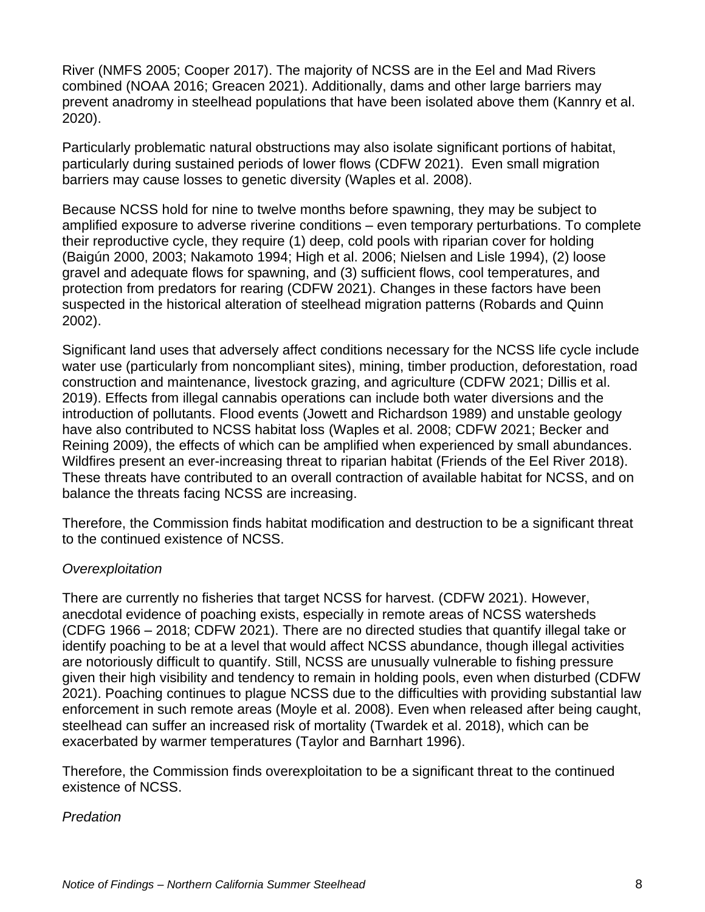River (NMFS 2005; Cooper 2017). The majority of NCSS are in the Eel and Mad Rivers combined (NOAA 2016; Greacen 2021). Additionally, dams and other large barriers may prevent anadromy in steelhead populations that have been isolated above them (Kannry et al. 2020).

Particularly problematic natural obstructions may also isolate significant portions of habitat, particularly during sustained periods of lower flows (CDFW 2021). Even small migration barriers may cause losses to genetic diversity (Waples et al. 2008).

Because NCSS hold for nine to twelve months before spawning, they may be subject to amplified exposure to adverse riverine conditions – even temporary perturbations. To complete their reproductive cycle, they require (1) deep, cold pools with riparian cover for holding (Baigún 2000, 2003; Nakamoto 1994; High et al. 2006; Nielsen and Lisle 1994), (2) loose gravel and adequate flows for spawning, and (3) sufficient flows, cool temperatures, and protection from predators for rearing (CDFW 2021). Changes in these factors have been suspected in the historical alteration of steelhead migration patterns (Robards and Quinn 2002).

Significant land uses that adversely affect conditions necessary for the NCSS life cycle include water use (particularly from noncompliant sites), mining, timber production, deforestation, road construction and maintenance, livestock grazing, and agriculture (CDFW 2021; Dillis et al. 2019). Effects from illegal cannabis operations can include both water diversions and the introduction of pollutants. Flood events (Jowett and Richardson 1989) and unstable geology have also contributed to NCSS habitat loss (Waples et al. 2008; CDFW 2021; Becker and Reining 2009), the effects of which can be amplified when experienced by small abundances. Wildfires present an ever-increasing threat to riparian habitat (Friends of the Eel River 2018). These threats have contributed to an overall contraction of available habitat for NCSS, and on balance the threats facing NCSS are increasing.

Therefore, the Commission finds habitat modification and destruction to be a significant threat to the continued existence of NCSS.

*Overexploitation*

There are currently no fisheries that target NCSS for harvest. (CDFW 2021). However, anecdotal evidence of poaching exists, especially in remote areas of NCSS watersheds (CDFG 1966 – 2018; CDFW 2021). There are no directed studies that quantify illegal take or identify poaching to be at a level that would affect NCSS abundance, though illegal activities are notoriously difficult to quantify. Still, NCSS are unusually vulnerable to fishing pressure given their high visibility and tendency to remain in holding pools, even when disturbed (CDFW 2021). Poaching continues to plague NCSS due to the difficulties with providing substantial law enforcement in such remote areas (Moyle et al. 2008). Even when released after being caught, steelhead can suffer an increased risk of mortality (Twardek et al. 2018), which can be exacerbated by warmer temperatures (Taylor and Barnhart 1996).

Therefore, the Commission finds overexploitation to be a significant threat to the continued existence of NCSS.

*Predation*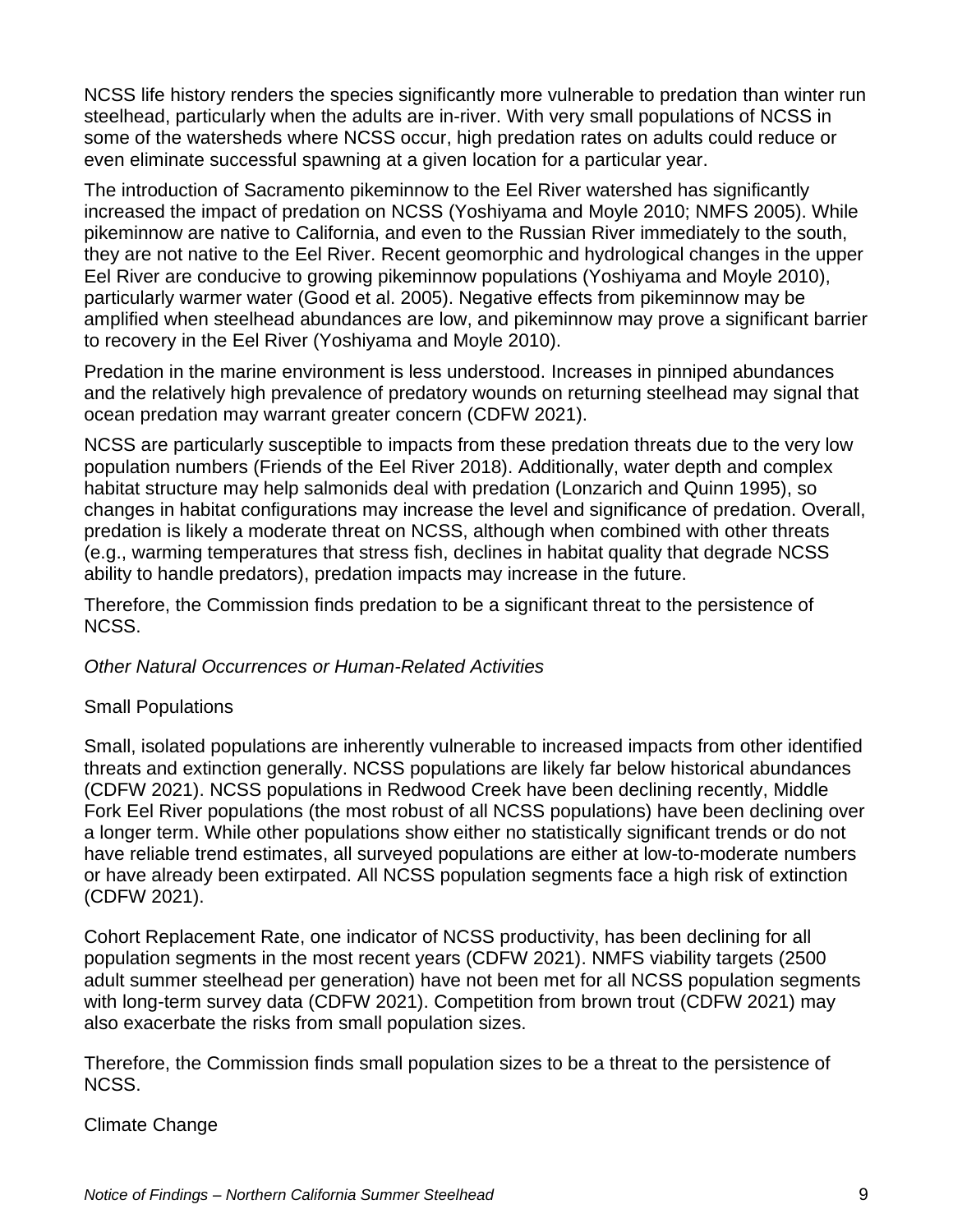NCSS life history renders the species significantly more vulnerable to predation than winter run steelhead, particularly when the adults are in-river. With very small populations of NCSS in some of the watersheds where NCSS occur, high predation rates on adults could reduce or even eliminate successful spawning at a given location for a particular year.

The introduction of Sacramento pikeminnow to the Eel River watershed has significantly increased the impact of predation on NCSS (Yoshiyama and Moyle 2010; NMFS 2005). While pikeminnow are native to California, and even to the Russian River immediately to the south, they are not native to the Eel River. Recent geomorphic and hydrological changes in the upper Eel River are conducive to growing pikeminnow populations (Yoshiyama and Moyle 2010), particularly warmer water (Good et al. 2005). Negative effects from pikeminnow may be amplified when steelhead abundances are low, and pikeminnow may prove a significant barrier to recovery in the Eel River (Yoshiyama and Moyle 2010).

Predation in the marine environment is less understood. Increases in pinniped abundances and the relatively high prevalence of predatory wounds on returning steelhead may signal that ocean predation may warrant greater concern (CDFW 2021).

NCSS are particularly susceptible to impacts from these predation threats due to the very low population numbers (Friends of the Eel River 2018). Additionally, water depth and complex habitat structure may help salmonids deal with predation (Lonzarich and Quinn 1995), so changes in habitat configurations may increase the level and significance of predation. Overall, predation is likely a moderate threat on NCSS, although when combined with other threats (e.g., warming temperatures that stress fish, declines in habitat quality that degrade NCSS ability to handle predators), predation impacts may increase in the future.

Therefore, the Commission finds predation to be a significant threat to the persistence of NCSS.

*Other Natural Occurrences or Human-Related Activities*

Small Populations

Small, isolated populations are inherently vulnerable to increased impacts from other identified threats and extinction generally. NCSS populations are likely far below historical abundances (CDFW 2021). NCSS populations in Redwood Creek have been declining recently, Middle Fork Eel River populations (the most robust of all NCSS populations) have been declining over a longer term. While other populations show either no statistically significant trends or do not have reliable trend estimates, all surveyed populations are either at low-to-moderate numbers or have already been extirpated. All NCSS population segments face a high risk of extinction (CDFW 2021).

Cohort Replacement Rate, one indicator of NCSS productivity, has been declining for all population segments in the most recent years (CDFW 2021). NMFS viability targets (2500 adult summer steelhead per generation) have not been met for all NCSS population segments with long-term survey data (CDFW 2021). Competition from brown trout (CDFW 2021) may also exacerbate the risks from small population sizes.

Therefore, the Commission finds small population sizes to be a threat to the persistence of NCSS.

Climate Change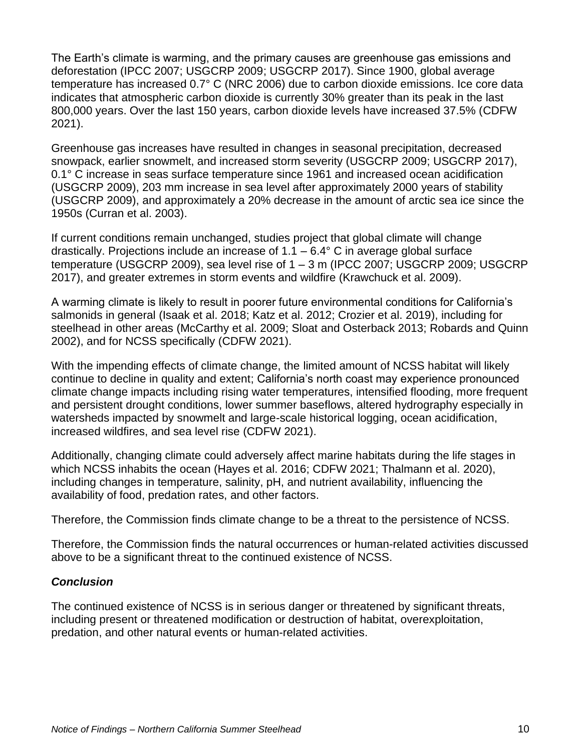The Earth's climate is warming, and the primary causes are greenhouse gas emissions and deforestation (IPCC 2007; USGCRP 2009; USGCRP 2017). Since 1900, global average temperature has increased 0.7° C (NRC 2006) due to carbon dioxide emissions. Ice core data indicates that atmospheric carbon dioxide is currently 30% greater than its peak in the last 800,000 years. Over the last 150 years, carbon dioxide levels have increased 37.5% (CDFW 2021).

Greenhouse gas increases have resulted in changes in seasonal precipitation, decreased snowpack, earlier snowmelt, and increased storm severity (USGCRP 2009; USGCRP 2017), 0.1° C increase in seas surface temperature since 1961 and increased ocean acidification (USGCRP 2009), 203 mm increase in sea level after approximately 2000 years of stability (USGCRP 2009), and approximately a 20% decrease in the amount of arctic sea ice since the 1950s (Curran et al. 2003).

If current conditions remain unchanged, studies project that global climate will change drastically. Projections include an increase of 1.1 – 6.4° C in average global surface temperature (USGCRP 2009), sea level rise of 1 – 3 m (IPCC 2007; USGCRP 2009; USGCRP 2017), and greater extremes in storm events and wildfire (Krawchuck et al. 2009).

A warming climate is likely to result in poorer future environmental conditions for California's salmonids in general (Isaak et al. 2018; Katz et al. 2012; Crozier et al. 2019), including for steelhead in other areas (McCarthy et al. 2009; Sloat and Osterback 2013; Robards and Quinn 2002), and for NCSS specifically (CDFW 2021).

With the impending effects of climate change, the limited amount of NCSS habitat will likely continue to decline in quality and extent; California's north coast may experience pronounced climate change impacts including rising water temperatures, intensified flooding, more frequent and persistent drought conditions, lower summer baseflows, altered hydrography especially in watersheds impacted by snowmelt and large-scale historical logging, ocean acidification, increased wildfires, and sea level rise (CDFW 2021).

Additionally, changing climate could adversely affect marine habitats during the life stages in which NCSS inhabits the ocean (Hayes et al. 2016; CDFW 2021; Thalmann et al. 2020), including changes in temperature, salinity, pH, and nutrient availability, influencing the availability of food, predation rates, and other factors.

Therefore, the Commission finds climate change to be a threat to the persistence of NCSS.

Therefore, the Commission finds the natural occurrences or human-related activities discussed above to be a significant threat to the continued existence of NCSS.

### *Conclusion*

The continued existence of NCSS is in serious danger or threatened by significant threats, including present or threatened modification or destruction of habitat, overexploitation, predation, and other natural events or human-related activities.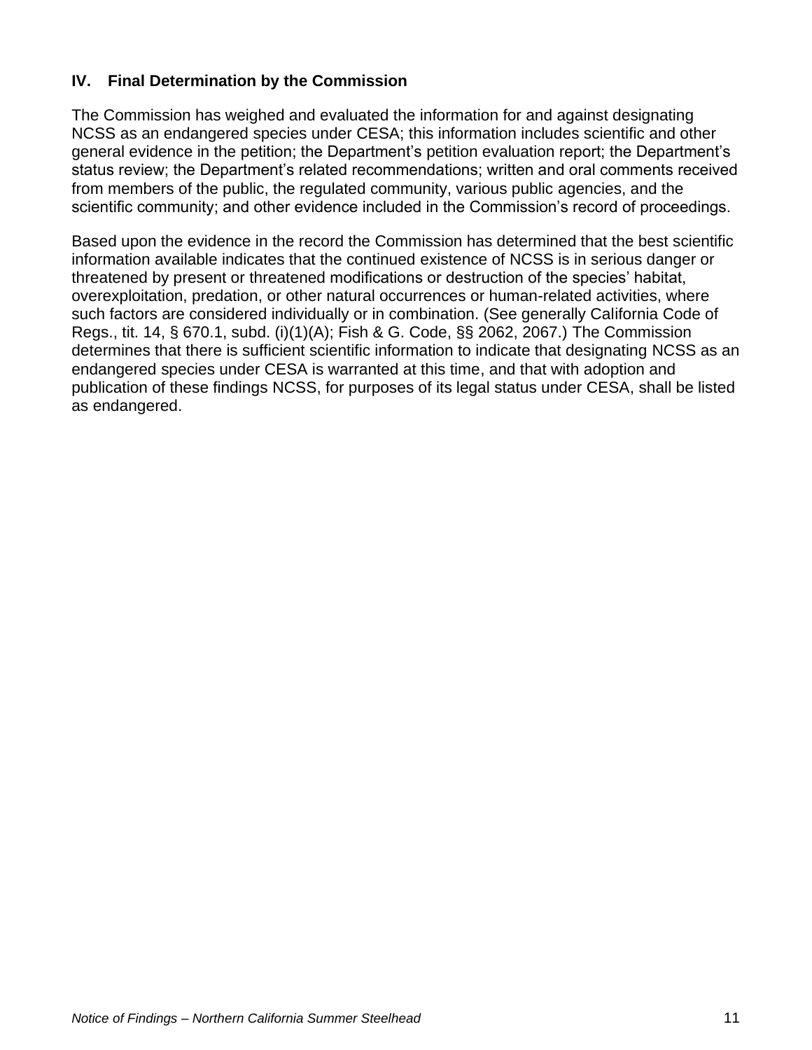## IV. Final Determination by the Commission

The Commission has weighed and evaluated the information for and against designating NCSS as an endangered species under CESA; this information includes scientific and other general evidence in the petition; the Department's petition evaluation report; the Department's status review; the Department's related recommendations; written and oral comments received from members of the public, the regulated community, various public agencies, and the scientific community; and other evidence included in the Commission's record of proceedings.

Based upon the evidence in the record the Commission has determined that the best scientific information available indicates that the continued existence of NCSS is in serious danger or threatened by present or threatened modifications or destruction of the species' habitat, overexploitation, predation, or other natural occurrences or human-related activities, where such factors are considered individually or in combination. (See generally California Code of Regs., tit. 14, § 670.1, subd. (i)(1)(A); Fish & G. Code, §§ 2062, 2067.) The Commission determines that there is sufficient scientific information to indicate that designating NCSS as an endangered species under CESA is warranted at this time, and that with adoption and publication of these findings NCSS, for purposes of its legal status under CESA, shall be listed as endangered.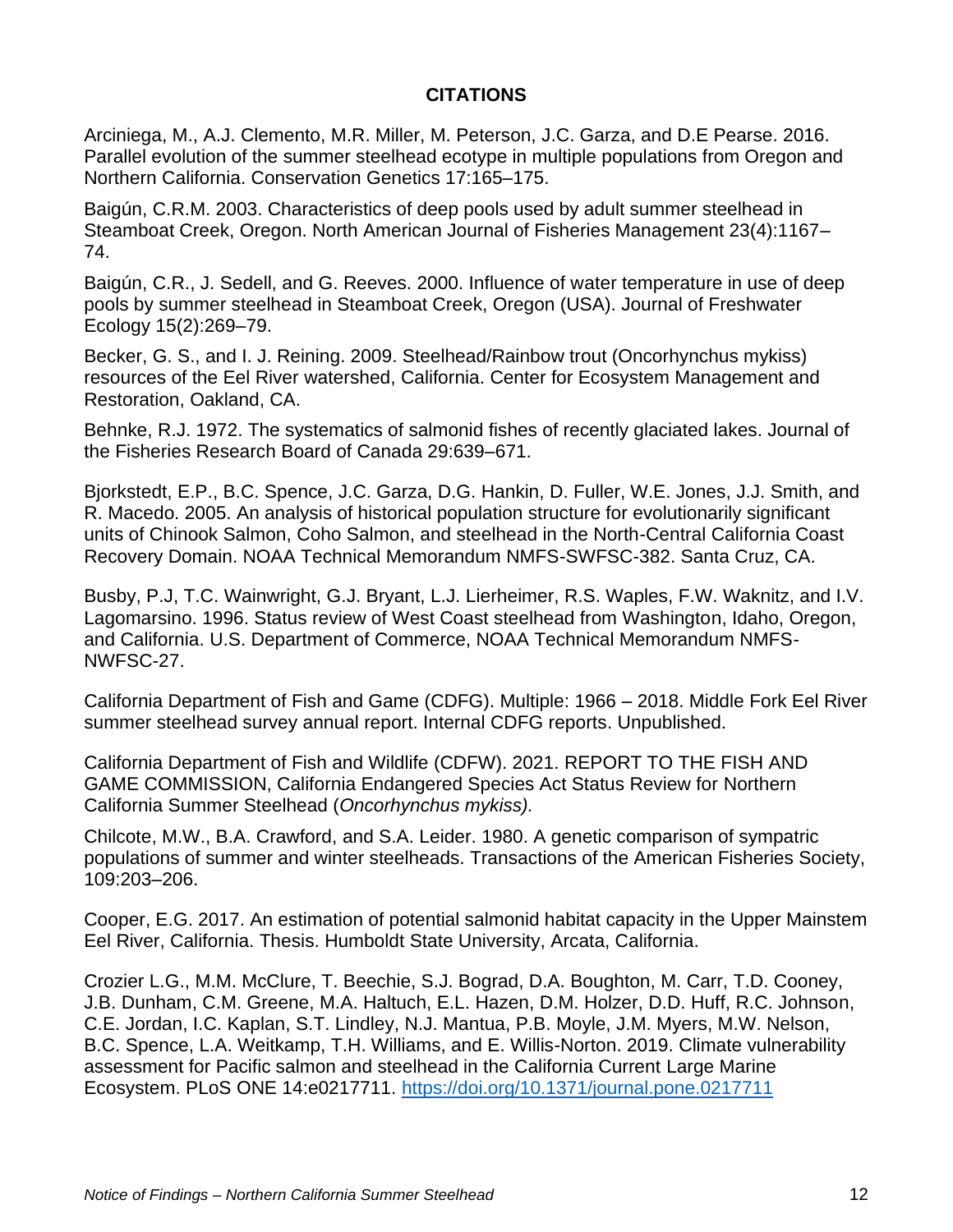**CITATIONS**

Arciniega, M., A.J. Clemento, M.R. Miller, M. Peterson, J.C. Garza, and D.E Pearse. 2016. Parallel evolution of the summer steelhead ecotype in multiple populations from Oregon and Northern California. Conservation Genetics 17:165–175.

Baigún, C.R.M. 2003. Characteristics of deep pools used by adult summer steelhead in Steamboat Creek, Oregon. North American Journal of Fisheries Management 23(4):1167–74.

Baigún, C.R., J. Sedell, and G. Reeves. 2000. Influence of water temperature in use of deep pools by summer steelhead in Steamboat Creek, Oregon (USA). Journal of Freshwater Ecology 15(2):269–79.

Becker, G. S., and I. J. Reining. 2009. Steelhead/Rainbow trout (Oncorhynchus mykiss) resources of the Eel River watershed, California. Center for Ecosystem Management and Restoration, Oakland, CA.

Behnke, R.J. 1972. The systematics of salmonid fishes of recently glaciated lakes. Journal of the Fisheries Research Board of Canada 29:639–671.

Bjorkstedt, E.P., B.C. Spence, J.C. Garza, D.G. Hankin, D. Fuller, W.E. Jones, J.J. Smith, and R. Macedo. 2005. An analysis of historical population structure for evolutionarily significant units of Chinook Salmon, Coho Salmon, and steelhead in the North-Central California Coast Recovery Domain. NOAA Technical Memorandum NMFS-SWFSC-382. Santa Cruz, CA.

Busby, P.J, T.C. Wainwright, G.J. Bryant, L.J. Lierheimer, R.S. Waples, F.W. Waknitz, and I.V. Lagomarsino. 1996. Status review of West Coast steelhead from Washington, Idaho, Oregon, and California. U.S. Department of Commerce, NOAA Technical Memorandum NMFS-NWFSC-27.

California Department of Fish and Game (CDFG). Multiple: 1966 – 2018. Middle Fork Eel River summer steelhead survey annual report. Internal CDFG reports. Unpublished.

California Department of Fish and Wildlife (CDFW). 2021. REPORT TO THE FISH AND GAME COMMISSION, California Endangered Species Act Status Review for Northern California Summer Steelhead (*Oncorhynchus mykiss).*

Chilcote, M.W., B.A. Crawford, and S.A. Leider. 1980. A genetic comparison of sympatric populations of summer and winter steelheads. Transactions of the American Fisheries Society, 109:203–206.

Cooper, E.G. 2017. An estimation of potential salmonid habitat capacity in the Upper Mainstem Eel River, California. Thesis. Humboldt State University, Arcata, California.

Crozier L.G., M.M. McClure, T. Beechie, S.J. Bograd, D.A. Boughton, M. Carr, T.D. Cooney, J.B. Dunham, C.M. Greene, M.A. Haltuch, E.L. Hazen, D.M. Holzer, D.D. Huff, R.C. Johnson, C.E. Jordan, I.C. Kaplan, S.T. Lindley, N.J. Mantua, P.B. Moyle, J.M. Myers, M.W. Nelson, B.C. Spence, L.A. Weitkamp, T.H. Williams, and E. Willis-Norton. 2019. Climate vulnerability assessment for Pacific salmon and steelhead in the California Current Large Marine Ecosystem. PLoS ONE 14:e0217711. https://doi.org/10.1371/journal.pone.0217711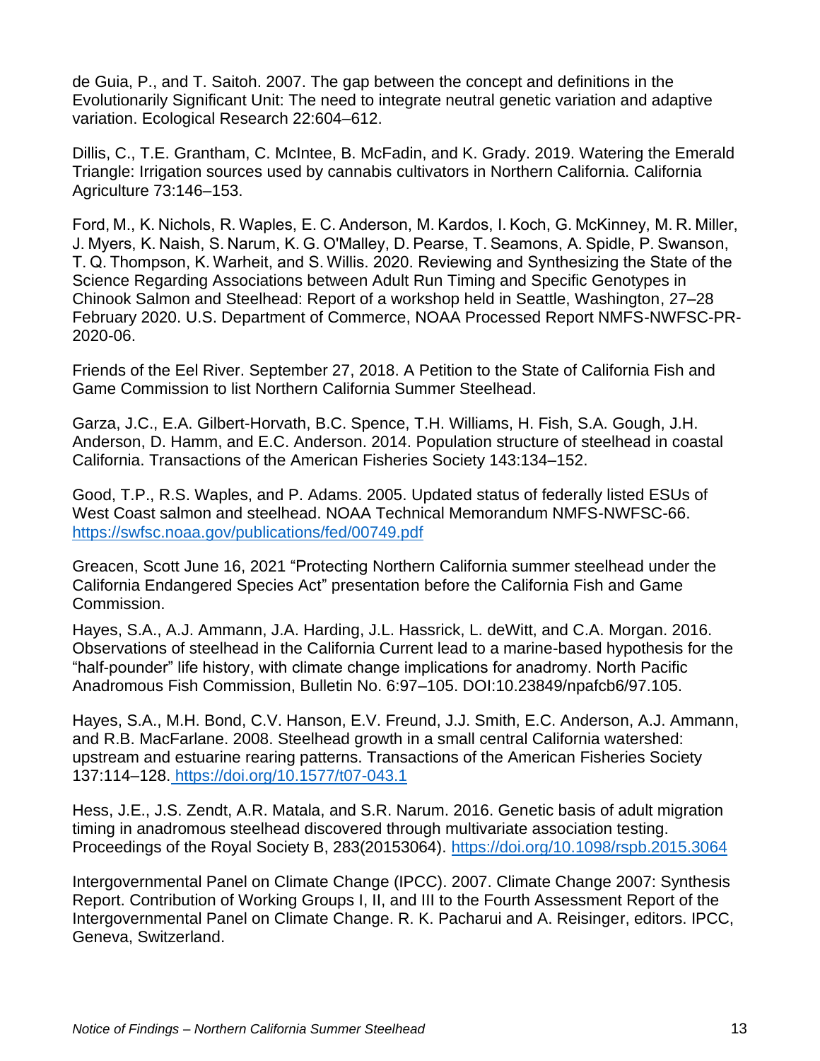de Guia, P., and T. Saitoh. 2007. The gap between the concept and definitions in the Evolutionarily Significant Unit: The need to integrate neutral genetic variation and adaptive variation. Ecological Research 22:604–612.

Dillis, C., T.E. Grantham, C. McIntee, B. McFadin, and K. Grady. 2019. Watering the Emerald Triangle: Irrigation sources used by cannabis cultivators in Northern California. California Agriculture 73:146–153.

Ford, M., K. Nichols, R. Waples, E. C. Anderson, M. Kardos, I. Koch, G. McKinney, M. R. Miller, J. Myers, K. Naish, S. Narum, K. G. O'Malley, D. Pearse, T. Seamons, A. Spidle, P. Swanson, T. Q. Thompson, K. Warheit, and S. Willis. 2020. Reviewing and Synthesizing the State of the Science Regarding Associations between Adult Run Timing and Specific Genotypes in Chinook Salmon and Steelhead: Report of a workshop held in Seattle, Washington, 27–28 February 2020. U.S. Department of Commerce, NOAA Processed Report NMFS-NWFSC-PR-2020-06.

Friends of the Eel River. September 27, 2018. A Petition to the State of California Fish and Game Commission to list Northern California Summer Steelhead.

Garza, J.C., E.A. Gilbert-Horvath, B.C. Spence, T.H. Williams, H. Fish, S.A. Gough, J.H. Anderson, D. Hamm, and E.C. Anderson. 2014. Population structure of steelhead in coastal California. Transactions of the American Fisheries Society 143:134–152.

Good, T.P., R.S. Waples, and P. Adams. 2005. Updated status of federally listed ESUs of West Coast salmon and steelhead. NOAA Technical Memorandum NMFS-NWFSC-66. https://swfsc.noaa.gov/publications/fed/00749.pdf

Greacen, Scott June 16, 2021 "Protecting Northern California summer steelhead under the California Endangered Species Act" presentation before the California Fish and Game Commission.

Hayes, S.A., A.J. Ammann, J.A. Harding, J.L. Hassrick, L. deWitt, and C.A. Morgan. 2016. Observations of steelhead in the California Current lead to a marine-based hypothesis for the "half-pounder" life history, with climate change implications for anadromy. North Pacific Anadromous Fish Commission, Bulletin No. 6:97–105. DOI:10.23849/npafcb6/97.105.

Hayes, S.A., M.H. Bond, C.V. Hanson, E.V. Freund, J.J. Smith, E.C. Anderson, A.J. Ammann, and R.B. MacFarlane. 2008. Steelhead growth in a small central California watershed: upstream and estuarine rearing patterns. Transactions of the American Fisheries Society 137:114–128. https://doi.org/10.1577/t07-043.1

Hess, J.E., J.S. Zendt, A.R. Matala, and S.R. Narum. 2016. Genetic basis of adult migration timing in anadromous steelhead discovered through multivariate association testing. Proceedings of the Royal Society B, 283(20153064). https://doi.org/10.1098/rspb.2015.3064

Intergovernmental Panel on Climate Change (IPCC). 2007. Climate Change 2007: Synthesis Report. Contribution of Working Groups I, II, and III to the Fourth Assessment Report of the Intergovernmental Panel on Climate Change. R. K. Pacharui and A. Reisinger, editors. IPCC, Geneva, Switzerland.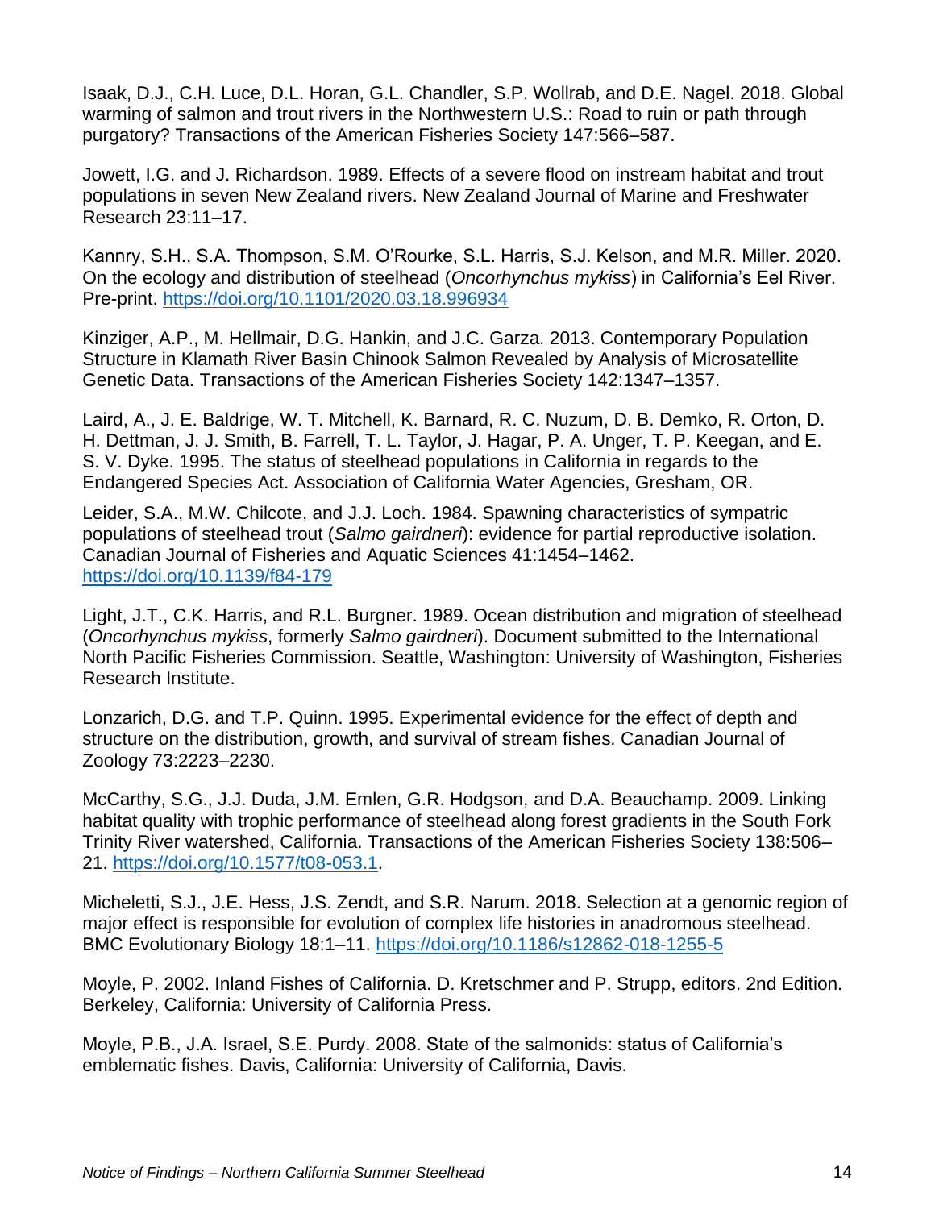Isaak, D.J., C.H. Luce, D.L. Horan, G.L. Chandler, S.P. Wollrab, and D.E. Nagel. 2018. Global warming of salmon and trout rivers in the Northwestern U.S.: Road to ruin or path through purgatory? Transactions of the American Fisheries Society 147:566–587.

Jowett, I.G. and J. Richardson. 1989. Effects of a severe flood on instream habitat and trout populations in seven New Zealand rivers. New Zealand Journal of Marine and Freshwater Research 23:11–17.

Kannry, S.H., S.A. Thompson, S.M. O'Rourke, S.L. Harris, S.J. Kelson, and M.R. Miller. 2020. On the ecology and distribution of steelhead (*Oncorhynchus mykiss*) in California's Eel River. Pre-print. https://doi.org/10.1101/2020.03.18.996934

Kinziger, A.P., M. Hellmair, D.G. Hankin, and J.C. Garza. 2013. Contemporary Population Structure in Klamath River Basin Chinook Salmon Revealed by Analysis of Microsatellite Genetic Data. Transactions of the American Fisheries Society 142:1347–1357.

Laird, A., J. E. Baldrige, W. T. Mitchell, K. Barnard, R. C. Nuzum, D. B. Demko, R. Orton, D. H. Dettman, J. J. Smith, B. Farrell, T. L. Taylor, J. Hagar, P. A. Unger, T. P. Keegan, and E. S. V. Dyke. 1995. The status of steelhead populations in California in regards to the Endangered Species Act. Association of California Water Agencies, Gresham, OR.

Leider, S.A., M.W. Chilcote, and J.J. Loch. 1984. Spawning characteristics of sympatric populations of steelhead trout (*Salmo gairdneri*): evidence for partial reproductive isolation. Canadian Journal of Fisheries and Aquatic Sciences 41:1454–1462. https://doi.org/10.1139/f84-179

Light, J.T., C.K. Harris, and R.L. Burgner. 1989. Ocean distribution and migration of steelhead (*Oncorhynchus mykiss*, formerly *Salmo gairdneri*). Document submitted to the International North Pacific Fisheries Commission. Seattle, Washington: University of Washington, Fisheries Research Institute.

Lonzarich, D.G. and T.P. Quinn. 1995. Experimental evidence for the effect of depth and structure on the distribution, growth, and survival of stream fishes. Canadian Journal of Zoology 73:2223–2230.

McCarthy, S.G., J.J. Duda, J.M. Emlen, G.R. Hodgson, and D.A. Beauchamp. 2009. Linking habitat quality with trophic performance of steelhead along forest gradients in the South Fork Trinity River watershed, California. Transactions of the American Fisheries Society 138:506–21. https://doi.org/10.1577/t08-053.1.

Micheletti, S.J., J.E. Hess, J.S. Zendt, and S.R. Narum. 2018. Selection at a genomic region of major effect is responsible for evolution of complex life histories in anadromous steelhead. BMC Evolutionary Biology 18:1–11. https://doi.org/10.1186/s12862-018-1255-5

Moyle, P. 2002. Inland Fishes of California. D. Kretschmer and P. Strupp, editors. 2nd Edition. Berkeley, California: University of California Press.

Moyle, P.B., J.A. Israel, S.E. Purdy. 2008. State of the salmonids: status of California's emblematic fishes. Davis, California: University of California, Davis.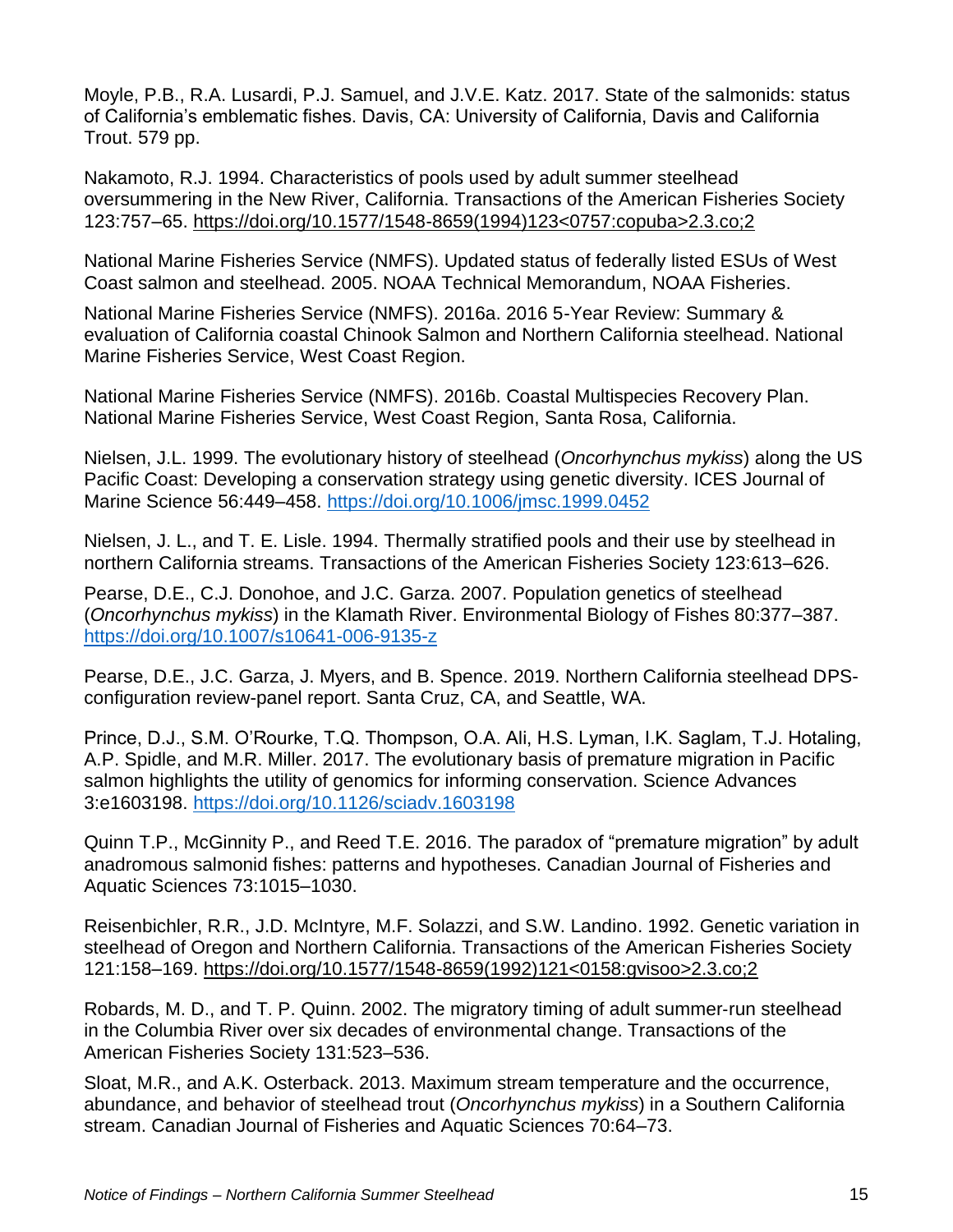Moyle, P.B., R.A. Lusardi, P.J. Samuel, and J.V.E. Katz. 2017. State of the salmonids: status of California's emblematic fishes. Davis, CA: University of California, Davis and California Trout. 579 pp.

Nakamoto, R.J. 1994. Characteristics of pools used by adult summer steelhead oversummering in the New River, California. Transactions of the American Fisheries Society 123:757–65. https://doi.org/10.1577/1548-8659(1994)123<0757:copuba>2.3.co;2

National Marine Fisheries Service (NMFS). Updated status of federally listed ESUs of West Coast salmon and steelhead. 2005. NOAA Technical Memorandum, NOAA Fisheries.

National Marine Fisheries Service (NMFS). 2016a. 2016 5-Year Review: Summary & evaluation of California coastal Chinook Salmon and Northern California steelhead. National Marine Fisheries Service, West Coast Region.

National Marine Fisheries Service (NMFS). 2016b. Coastal Multispecies Recovery Plan. National Marine Fisheries Service, West Coast Region, Santa Rosa, California.

Nielsen, J.L. 1999. The evolutionary history of steelhead (*Oncorhynchus mykiss*) along the US Pacific Coast: Developing a conservation strategy using genetic diversity. ICES Journal of Marine Science 56:449–458. https://doi.org/10.1006/jmsc.1999.0452

Nielsen, J. L., and T. E. Lisle. 1994. Thermally stratified pools and their use by steelhead in northern California streams. Transactions of the American Fisheries Society 123:613–626.

Pearse, D.E., C.J. Donohoe, and J.C. Garza. 2007. Population genetics of steelhead (*Oncorhynchus mykiss*) in the Klamath River. Environmental Biology of Fishes 80:377–387. https://doi.org/10.1007/s10641-006-9135-z

Pearse, D.E., J.C. Garza, J. Myers, and B. Spence. 2019. Northern California steelhead DPS-configuration review-panel report. Santa Cruz, CA, and Seattle, WA.

Prince, D.J., S.M. O'Rourke, T.Q. Thompson, O.A. Ali, H.S. Lyman, I.K. Saglam, T.J. Hotaling, A.P. Spidle, and M.R. Miller. 2017. The evolutionary basis of premature migration in Pacific salmon highlights the utility of genomics for informing conservation. Science Advances 3:e1603198. https://doi.org/10.1126/sciadv.1603198

Quinn T.P., McGinnity P., and Reed T.E. 2016. The paradox of "premature migration" by adult anadromous salmonid fishes: patterns and hypotheses. Canadian Journal of Fisheries and Aquatic Sciences 73:1015–1030.

Reisenbichler, R.R., J.D. McIntyre, M.F. Solazzi, and S.W. Landino. 1992. Genetic variation in steelhead of Oregon and Northern California. Transactions of the American Fisheries Society 121:158–169. https://doi.org/10.1577/1548-8659(1992)121<0158:gvisoo>2.3.co;2

Robards, M. D., and T. P. Quinn. 2002. The migratory timing of adult summer-run steelhead in the Columbia River over six decades of environmental change. Transactions of the American Fisheries Society 131:523–536.

Sloat, M.R., and A.K. Osterback. 2013. Maximum stream temperature and the occurrence, abundance, and behavior of steelhead trout (*Oncorhynchus mykiss*) in a Southern California stream. Canadian Journal of Fisheries and Aquatic Sciences 70:64–73.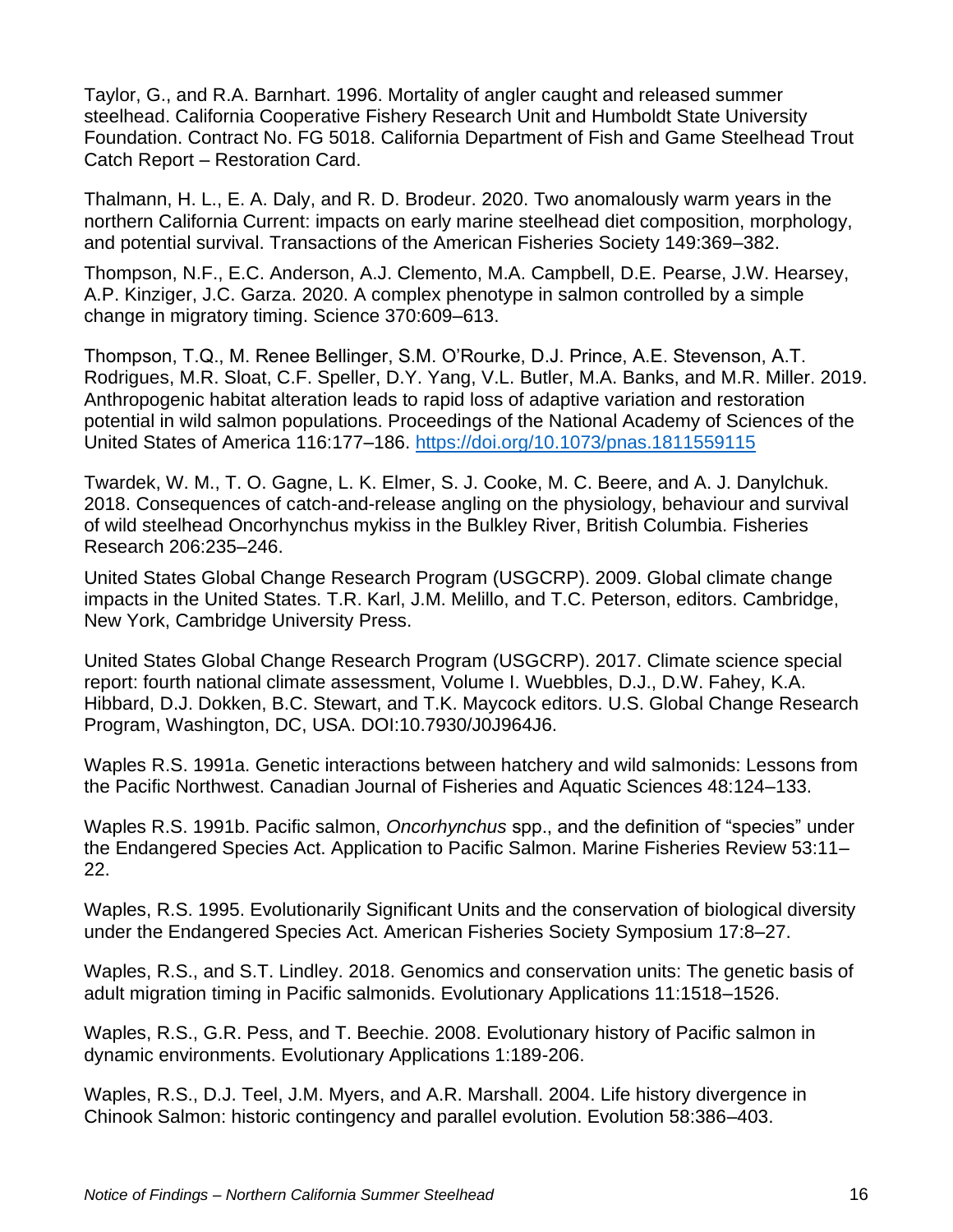Taylor, G., and R.A. Barnhart. 1996. Mortality of angler caught and released summer steelhead. California Cooperative Fishery Research Unit and Humboldt State University Foundation. Contract No. FG 5018. California Department of Fish and Game Steelhead Trout Catch Report – Restoration Card.

Thalmann, H. L., E. A. Daly, and R. D. Brodeur. 2020. Two anomalously warm years in the northern California Current: impacts on early marine steelhead diet composition, morphology, and potential survival. Transactions of the American Fisheries Society 149:369–382.

Thompson, N.F., E.C. Anderson, A.J. Clemento, M.A. Campbell, D.E. Pearse, J.W. Hearsey, A.P. Kinziger, J.C. Garza. 2020. A complex phenotype in salmon controlled by a simple change in migratory timing. Science 370:609–613.

Thompson, T.Q., M. Renee Bellinger, S.M. O'Rourke, D.J. Prince, A.E. Stevenson, A.T. Rodrigues, M.R. Sloat, C.F. Speller, D.Y. Yang, V.L. Butler, M.A. Banks, and M.R. Miller. 2019. Anthropogenic habitat alteration leads to rapid loss of adaptive variation and restoration potential in wild salmon populations. Proceedings of the National Academy of Sciences of the United States of America 116:177–186. https://doi.org/10.1073/pnas.1811559115

Twardek, W. M., T. O. Gagne, L. K. Elmer, S. J. Cooke, M. C. Beere, and A. J. Danylchuk. 2018. Consequences of catch-and-release angling on the physiology, behaviour and survival of wild steelhead Oncorhynchus mykiss in the Bulkley River, British Columbia. Fisheries Research 206:235–246.

United States Global Change Research Program (USGCRP). 2009. Global climate change impacts in the United States. T.R. Karl, J.M. Melillo, and T.C. Peterson, editors. Cambridge, New York, Cambridge University Press.

United States Global Change Research Program (USGCRP). 2017. Climate science special report: fourth national climate assessment, Volume I. Wuebbles, D.J., D.W. Fahey, K.A. Hibbard, D.J. Dokken, B.C. Stewart, and T.K. Maycock editors. U.S. Global Change Research Program, Washington, DC, USA. DOI:10.7930/J0J964J6.

Waples R.S. 1991a. Genetic interactions between hatchery and wild salmonids: Lessons from the Pacific Northwest. Canadian Journal of Fisheries and Aquatic Sciences 48:124–133.

Waples R.S. 1991b. Pacific salmon, *Oncorhynchus* spp., and the definition of "species" under the Endangered Species Act. Application to Pacific Salmon. Marine Fisheries Review 53:11–22.

Waples, R.S. 1995. Evolutionarily Significant Units and the conservation of biological diversity under the Endangered Species Act. American Fisheries Society Symposium 17:8–27.

Waples, R.S., and S.T. Lindley. 2018. Genomics and conservation units: The genetic basis of adult migration timing in Pacific salmonids. Evolutionary Applications 11:1518–1526.

Waples, R.S., G.R. Pess, and T. Beechie. 2008. Evolutionary history of Pacific salmon in dynamic environments. Evolutionary Applications 1:189-206.

Waples, R.S., D.J. Teel, J.M. Myers, and A.R. Marshall. 2004. Life history divergence in Chinook Salmon: historic contingency and parallel evolution. Evolution 58:386–403.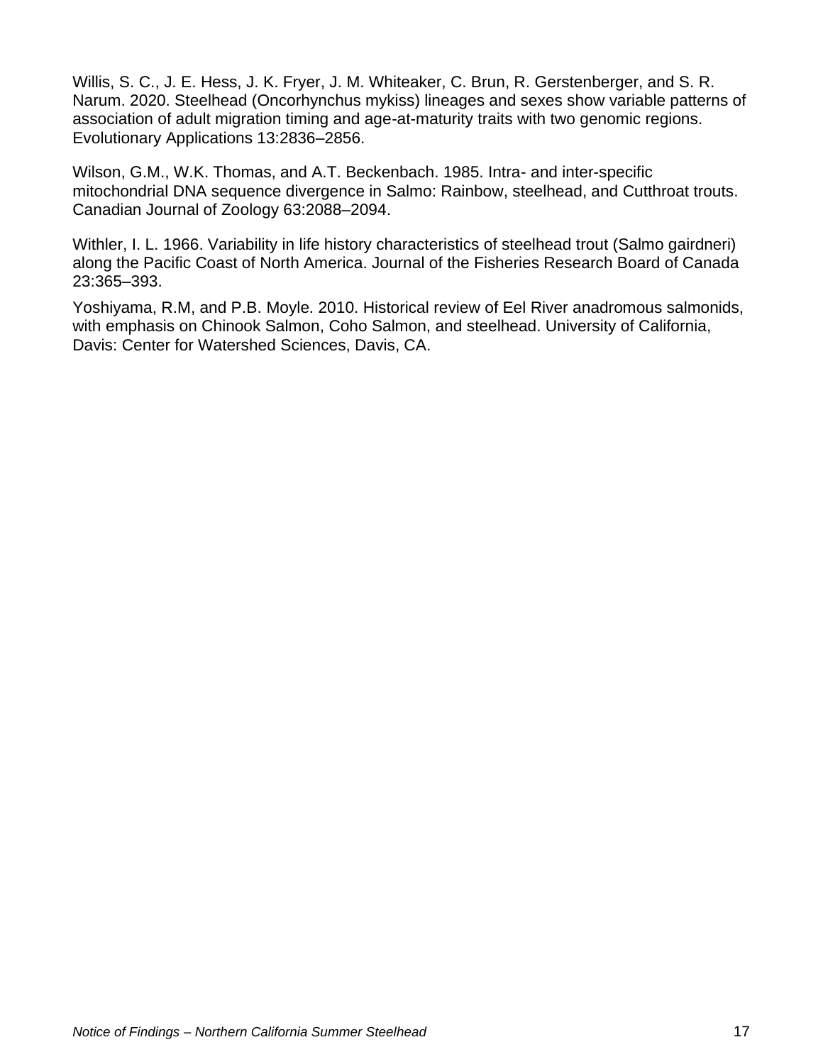Willis, S. C., J. E. Hess, J. K. Fryer, J. M. Whiteaker, C. Brun, R. Gerstenberger, and S. R. Narum. 2020. Steelhead (Oncorhynchus mykiss) lineages and sexes show variable patterns of association of adult migration timing and age-at-maturity traits with two genomic regions. Evolutionary Applications 13:2836–2856.

Wilson, G.M., W.K. Thomas, and A.T. Beckenbach. 1985. Intra- and inter-specific mitochondrial DNA sequence divergence in Salmo: Rainbow, steelhead, and Cutthroat trouts. Canadian Journal of Zoology 63:2088–2094.

Withler, I. L. 1966. Variability in life history characteristics of steelhead trout (Salmo gairdneri) along the Pacific Coast of North America. Journal of the Fisheries Research Board of Canada 23:365–393.

Yoshiyama, R.M, and P.B. Moyle. 2010. Historical review of Eel River anadromous salmonids, with emphasis on Chinook Salmon, Coho Salmon, and steelhead. University of California, Davis: Center for Watershed Sciences, Davis, CA.